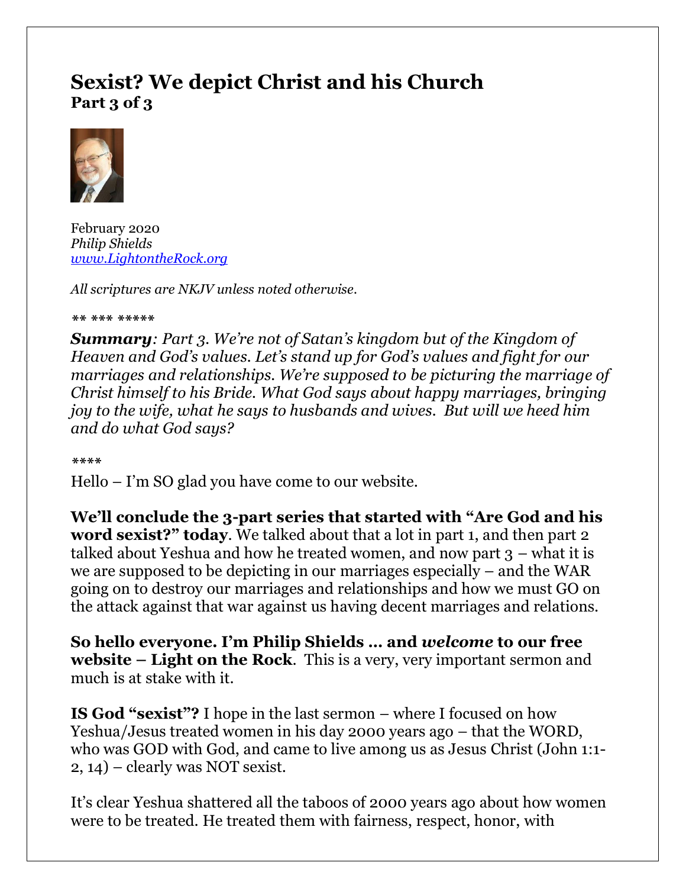# Sexist? We depict Christ and his Church
**Part 3 of 3**

February 2020
*Philip Shields*
*www.LightontheRock.org*

*All scriptures are NKJV unless noted otherwise.*

*\*\* \*\*\* \*\*\*\*\**

***Summary**: Part 3. We're not of Satan's kingdom but of the Kingdom of Heaven and God's values. Let's stand up for God's values and fight for our marriages and relationships. We're supposed to be picturing the marriage of Christ himself to his Bride. What God says about happy marriages, bringing joy to the wife, what he says to husbands and wives. But will we heed him and do what God says?*

*\*\*\*\**

Hello – I'm SO glad you have come to our website.

**We'll conclude the 3-part series that started with "Are God and his word sexist?" today**. We talked about that a lot in part 1, and then part 2 talked about Yeshua and how he treated women, and now part 3 – what it is we are supposed to be depicting in our marriages especially – and the WAR going on to destroy our marriages and relationships and how we must GO on the attack against that war against us having decent marriages and relations.

**So hello everyone. I'm Philip Shields … and *welcome* to our free website – Light on the Rock**. This is a very, very important sermon and much is at stake with it.

**IS God "sexist"?** I hope in the last sermon – where I focused on how Yeshua/Jesus treated women in his day 2000 years ago – that the WORD, who was GOD with God, and came to live among us as Jesus Christ (John 1:1-2, 14) – clearly was NOT sexist.

It's clear Yeshua shattered all the taboos of 2000 years ago about how women were to be treated. He treated them with fairness, respect, honor, with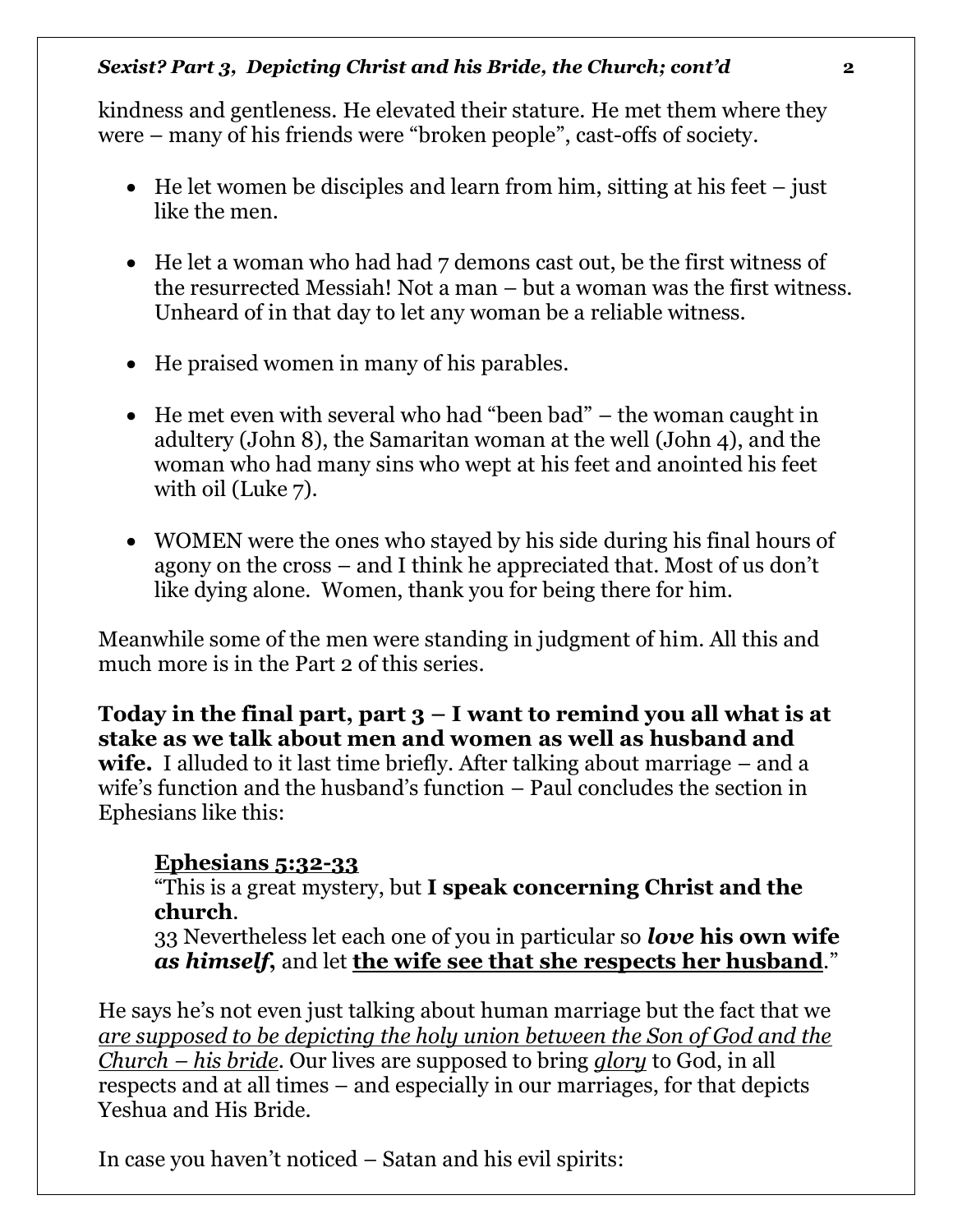kindness and gentleness. He elevated their stature. He met them where they were – many of his friends were "broken people", cast-offs of society.

- He let women be disciples and learn from him, sitting at his feet – just like the men.

- He let a woman who had had 7 demons cast out, be the first witness of the resurrected Messiah! Not a man – but a woman was the first witness. Unheard of in that day to let any woman be a reliable witness.

- He praised women in many of his parables.

- He met even with several who had "been bad" – the woman caught in adultery (John 8), the Samaritan woman at the well (John 4), and the woman who had many sins who wept at his feet and anointed his feet with oil (Luke 7).

- WOMEN were the ones who stayed by his side during his final hours of agony on the cross – and I think he appreciated that. Most of us don't like dying alone. Women, thank you for being there for him.

Meanwhile some of the men were standing in judgment of him. All this and much more is in the Part 2 of this series.

**Today in the final part, part 3 – I want to remind you all what is at stake as we talk about men and women as well as husband and wife.** I alluded to it last time briefly. After talking about marriage – and a wife's function and the husband's function – Paul concludes the section in Ephesians like this:

> <u>**Ephesians 5:32-33**</u>
> "This is a great mystery, but **I speak concerning Christ and the church**.
> 33 Nevertheless let each one of you in particular so ***love*** **his own wife *as himself***, and let <u>**the wife see that she respects her husband**</u>."

He says he's not even just talking about human marriage but the fact that we <u>*are supposed to be depicting the holy union between the Son of God and the Church – his bride*</u>. Our lives are supposed to bring <u>*glory*</u> to God, in all respects and at all times – and especially in our marriages, for that depicts Yeshua and His Bride.

In case you haven't noticed – Satan and his evil spirits: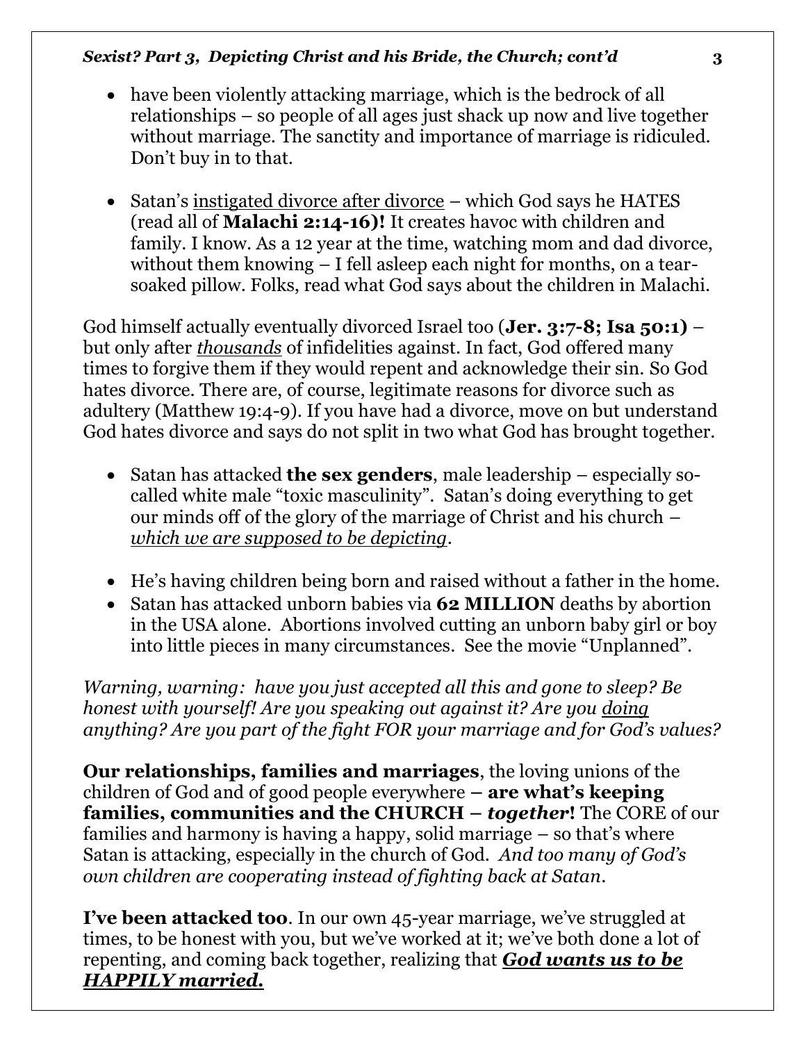- have been violently attacking marriage, which is the bedrock of all relationships – so people of all ages just shack up now and live together without marriage. The sanctity and importance of marriage is ridiculed. Don't buy in to that.

- Satan's <u>instigated divorce after divorce</u> – which God says he HATES (read all of **Malachi 2:14-16)!** It creates havoc with children and family. I know. As a 12 year at the time, watching mom and dad divorce, without them knowing – I fell asleep each night for months, on a tear-soaked pillow. Folks, read what God says about the children in Malachi.

God himself actually eventually divorced Israel too (**Jer. 3:7-8; Isa 50:1)** – but only after <u>*thousands*</u> of infidelities against. In fact, God offered many times to forgive them if they would repent and acknowledge their sin. So God hates divorce. There are, of course, legitimate reasons for divorce such as adultery (Matthew 19:4-9). If you have had a divorce, move on but understand God hates divorce and says do not split in two what God has brought together.

- Satan has attacked **the sex genders**, male leadership – especially so-called white male "toxic masculinity". Satan's doing everything to get our minds off of the glory of the marriage of Christ and his church – <u>*which we are supposed to be depicting*</u>.

- He's having children being born and raised without a father in the home.
- Satan has attacked unborn babies via **62 MILLION** deaths by abortion in the USA alone. Abortions involved cutting an unborn baby girl or boy into little pieces in many circumstances. See the movie "Unplanned".

*Warning, warning: have you just accepted all this and gone to sleep? Be honest with yourself! Are you speaking out against it? Are you <u>doing</u> anything? Are you part of the fight FOR your marriage and for God's values?*

**Our relationships, families and marriages**, the loving unions of the children of God and of good people everywhere **– are what's keeping families, communities and the CHURCH –** ***together*!** The CORE of our families and harmony is having a happy, solid marriage – so that's where Satan is attacking, especially in the church of God. *And too many of God's own children are cooperating instead of fighting back at Satan.*

**I've been attacked too**. In our own 45-year marriage, we've struggled at times, to be honest with you, but we've worked at it; we've both done a lot of repenting, and coming back together, realizing that <u>***God wants us to be HAPPILY married.***</u>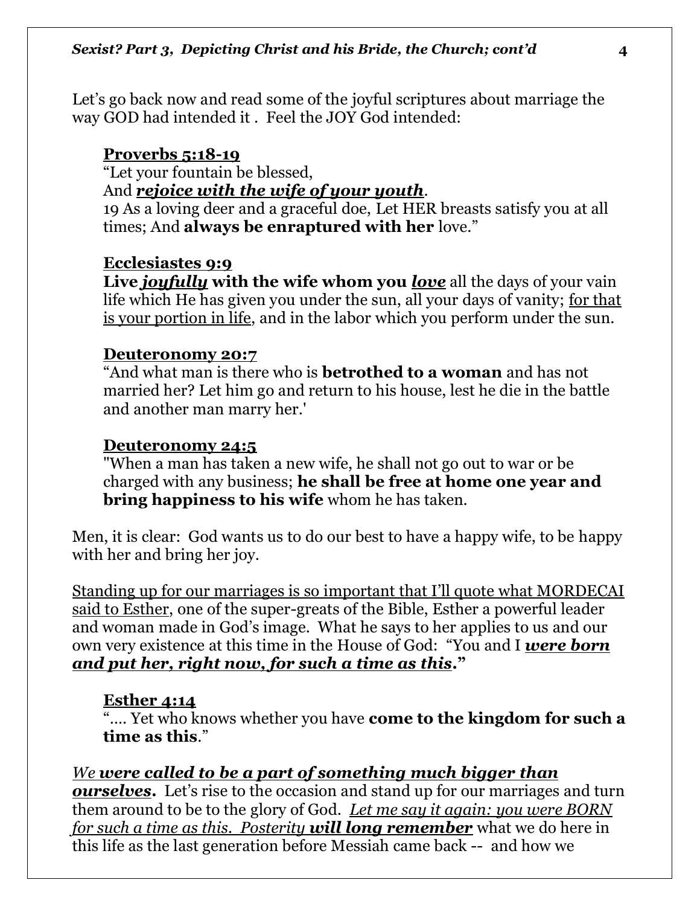Let's go back now and read some of the joyful scriptures about marriage the way GOD had intended it . Feel the JOY God intended:

<u>**Proverbs 5:18-19**</u>
"Let your fountain be blessed,
And ***<u>rejoice with the wife of your youth</u>***.
19 As a loving deer and a graceful doe, Let HER breasts satisfy you at all times; And **always be enraptured with her** love."

<u>**Ecclesiastes 9:9**</u>
**Live *<u>joyfully</u>* with the wife whom you *<u>love</u>*** all the days of your vain life which He has given you under the sun, all your days of vanity; <u>for that is your portion in life</u>, and in the labor which you perform under the sun.

<u>**Deuteronomy 20:7**</u>
"And what man is there who is **betrothed to a woman** and has not married her? Let him go and return to his house, lest he die in the battle and another man marry her.'

<u>**Deuteronomy 24:5**</u>
"When a man has taken a new wife, he shall not go out to war or be charged with any business; **he shall be free at home one year and bring happiness to his wife** whom he has taken.

Men, it is clear: God wants us to do our best to have a happy wife, to be happy with her and bring her joy.

<u>Standing up for our marriages is so important that I'll quote what MORDECAI said to Esther</u>, one of the super-greats of the Bible, Esther a powerful leader and woman made in God's image. What he says to her applies to us and our own very existence at this time in the House of God: "You and I ***<u>were born and put her, right now, for such a time as this</u>*.**"

<u>**Esther 4:14**</u>
".... Yet who knows whether you have **come to the kingdom for such a time as this**."

*<u>We</u>* ***<u>were called to be a part of something much bigger than ourselves</u>*.** Let's rise to the occasion and stand up for our marriages and turn them around to be to the glory of God. *<u>Let me say it again: you were BORN for such a time as this. Posterity</u>* ***<u>will long remember</u>*** what we do here in this life as the last generation before Messiah came back -- and how we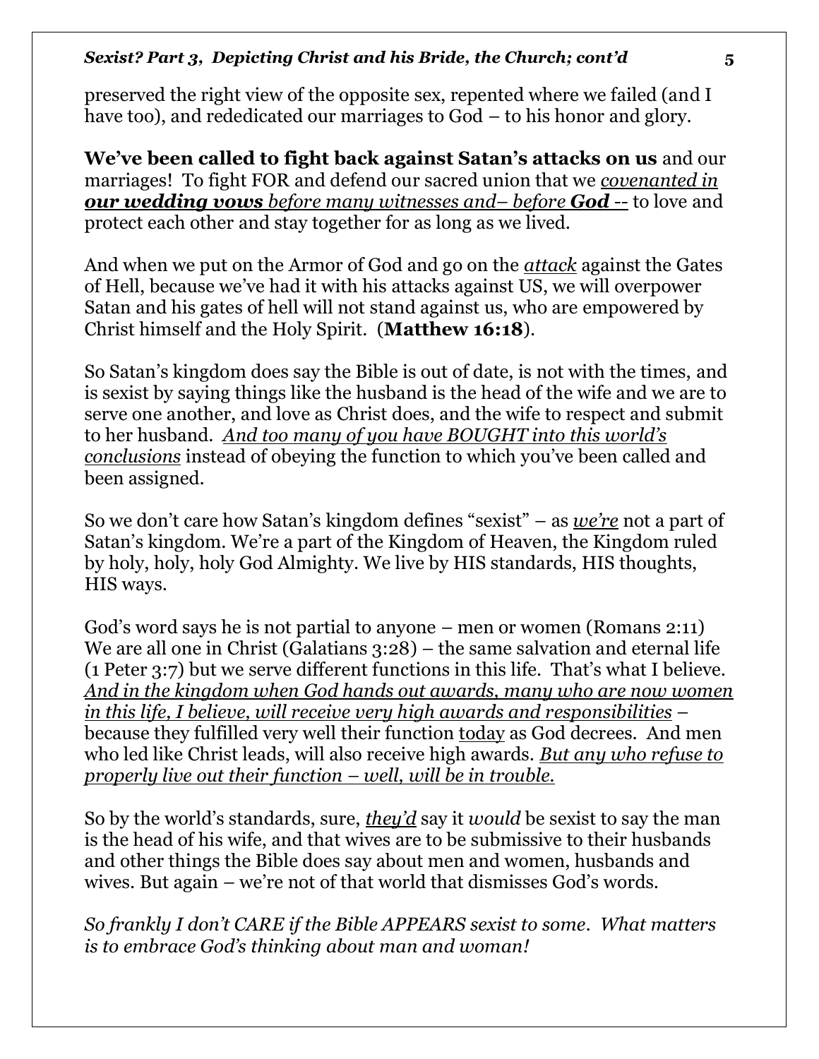preserved the right view of the opposite sex, repented where we failed (and I have too), and rededicated our marriages to God – to his honor and glory.

**We've been called to fight back against Satan's attacks on us** and our marriages! To fight FOR and defend our sacred union that we *covenanted in **our wedding vows** before many witnesses and– before **God** --* to love and protect each other and stay together for as long as we lived.

And when we put on the Armor of God and go on the *attack* against the Gates of Hell, because we've had it with his attacks against US, we will overpower Satan and his gates of hell will not stand against us, who are empowered by Christ himself and the Holy Spirit. (**Matthew 16:18**).

So Satan's kingdom does say the Bible is out of date, is not with the times, and is sexist by saying things like the husband is the head of the wife and we are to serve one another, and love as Christ does, and the wife to respect and submit to her husband. *And too many of you have BOUGHT into this world's conclusions* instead of obeying the function to which you've been called and been assigned.

So we don't care how Satan's kingdom defines "sexist" – as *we're* not a part of Satan's kingdom. We're a part of the Kingdom of Heaven, the Kingdom ruled by holy, holy, holy God Almighty. We live by HIS standards, HIS thoughts, HIS ways.

God's word says he is not partial to anyone – men or women (Romans 2:11) We are all one in Christ (Galatians 3:28) – the same salvation and eternal life (1 Peter 3:7) but we serve different functions in this life. That's what I believe. *And in the kingdom when God hands out awards, many who are now women in this life, I believe, will receive very high awards and responsibilities* – because they fulfilled very well their function today as God decrees. And men who led like Christ leads, will also receive high awards. *But any who refuse to properly live out their function – well, will be in trouble.*

So by the world's standards, sure, *they'd* say it *would* be sexist to say the man is the head of his wife, and that wives are to be submissive to their husbands and other things the Bible does say about men and women, husbands and wives. But again – we're not of that world that dismisses God's words.

*So frankly I don't CARE if the Bible APPEARS sexist to some. What matters is to embrace God's thinking about man and woman!*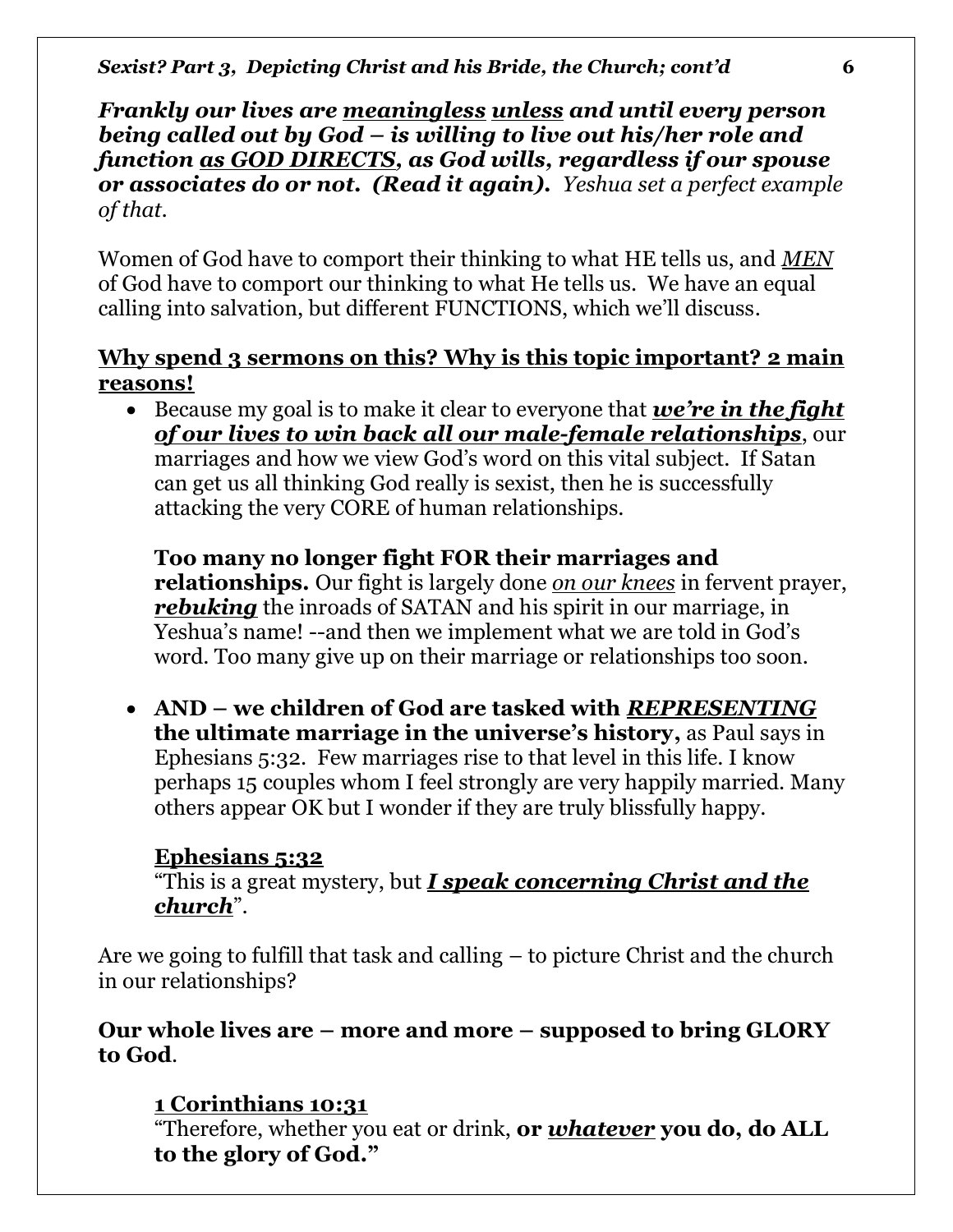***Frankly our lives are <u>meaningless</u> <u>unless</u> and until every person being called out by God – is willing to live out his/her role and function <u>as GOD DIRECTS</u>, as God wills, regardless if our spouse or associates do or not. (Read it again).*** *Yeshua set a perfect example of that.*

Women of God have to comport their thinking to what HE tells us, and *<u>MEN</u>* of God have to comport our thinking to what He tells us. We have an equal calling into salvation, but different FUNCTIONS, which we'll discuss.

**<u>Why spend 3 sermons on this? Why is this topic important? 2 main reasons!</u>**

- Because my goal is to make it clear to everyone that ***<u>we're in the fight of our lives to win back all our male-female relationships</u>***, our marriages and how we view God's word on this vital subject. If Satan can get us all thinking God really is sexist, then he is successfully attacking the very CORE of human relationships.

  **Too many no longer fight FOR their marriages and relationships.** Our fight is largely done *<u>on our knees</u>* in fervent prayer, ***<u>rebuking</u>*** the inroads of SATAN and his spirit in our marriage, in Yeshua's name! --and then we implement what we are told in God's word. Too many give up on their marriage or relationships too soon.

- **AND – we children of God are tasked with *<u>REPRESENTING</u>* the ultimate marriage in the universe's history,** as Paul says in Ephesians 5:32. Few marriages rise to that level in this life. I know perhaps 15 couples whom I feel strongly are very happily married. Many others appear OK but I wonder if they are truly blissfully happy.

  **<u>Ephesians 5:32</u>**
  "This is a great mystery, but ***<u>I speak concerning Christ and the church</u>***".

Are we going to fulfill that task and calling – to picture Christ and the church in our relationships?

**Our whole lives are – more and more – supposed to bring GLORY to God**.

**<u>1 Corinthians 10:31</u>**
"Therefore, whether you eat or drink, **or *<u>whatever</u>* you do, do ALL to the glory of God."**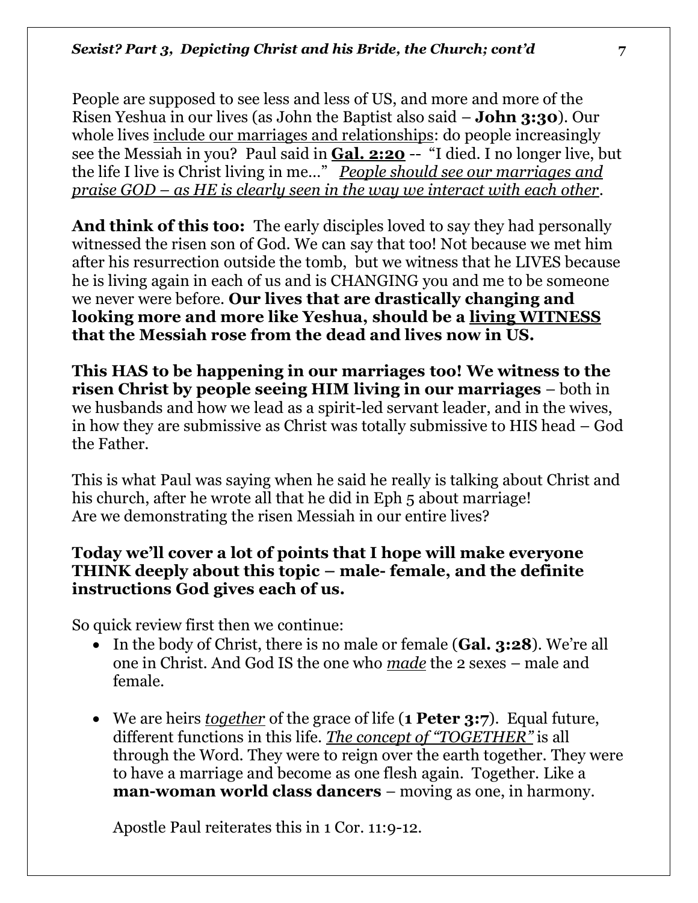People are supposed to see less and less of US, and more and more of the Risen Yeshua in our lives (as John the Baptist also said – **John 3:30**). Our whole lives <u>include our marriages and relationships</u>: do people increasingly see the Messiah in you? Paul said in **<u>Gal. 2:20</u>** -- "I died. I no longer live, but the life I live is Christ living in me…" *<u>People should see our marriages and praise GOD – as HE is clearly seen in the way we interact with each other</u>*.

**And think of this too:** The early disciples loved to say they had personally witnessed the risen son of God. We can say that too! Not because we met him after his resurrection outside the tomb, but we witness that he LIVES because he is living again in each of us and is CHANGING you and me to be someone we never were before. **Our lives that are drastically changing and looking more and more like Yeshua, should be a <u>living WITNESS</u> that the Messiah rose from the dead and lives now in US.**

**This HAS to be happening in our marriages too! We witness to the risen Christ by people seeing HIM living in our marriages** – both in we husbands and how we lead as a spirit-led servant leader, and in the wives, in how they are submissive as Christ was totally submissive to HIS head – God the Father.

This is what Paul was saying when he said he really is talking about Christ and his church, after he wrote all that he did in Eph 5 about marriage!
Are we demonstrating the risen Messiah in our entire lives?

**Today we'll cover a lot of points that I hope will make everyone THINK deeply about this topic – male- female, and the definite instructions God gives each of us.**

So quick review first then we continue:

- In the body of Christ, there is no male or female (**Gal. 3:28**). We're all one in Christ. And God IS the one who *<u>made</u>* the 2 sexes – male and female.

- We are heirs *<u>together</u>* of the grace of life (**1 Peter 3:7**). Equal future, different functions in this life. *<u>The concept of "TOGETHER"</u>* is all through the Word. They were to reign over the earth together. They were to have a marriage and become as one flesh again. Together. Like a **man-woman world class dancers** – moving as one, in harmony.

  Apostle Paul reiterates this in 1 Cor. 11:9-12.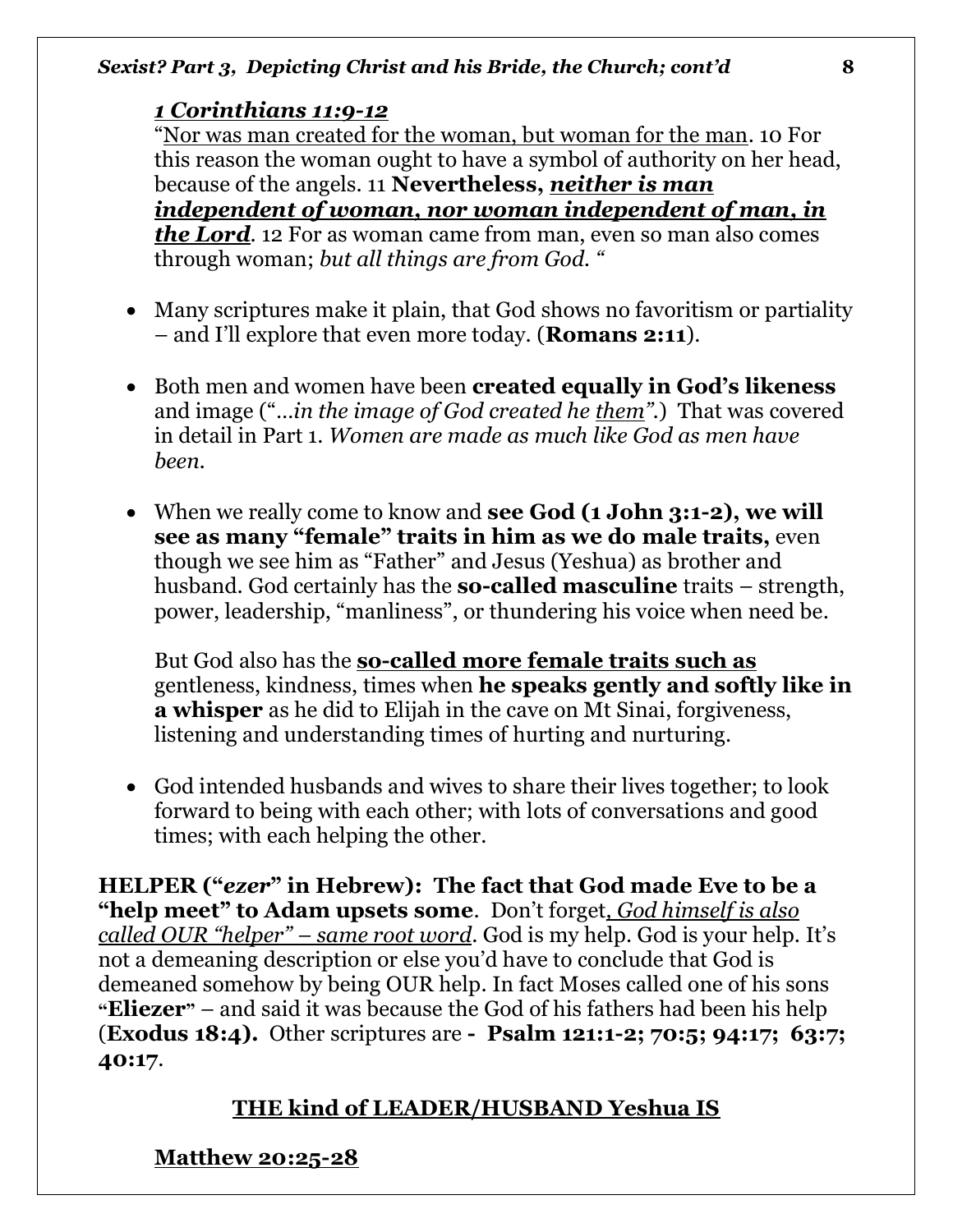***1 Corinthians 11:9-12***

"<u>Nor was man created for the woman, but woman for the man</u>. 10 For this reason the woman ought to have a symbol of authority on her head, because of the angels. 11 **Nevertheless, *<u>neither is man independent of woman, nor woman independent of man, in the Lord</u>*.** 12 For as woman came from man, even so man also comes through woman; *but all things are from God.* "

- Many scriptures make it plain, that God shows no favoritism or partiality – and I'll explore that even more today. (**Romans 2:11**).
- Both men and women have been **created equally in God's likeness** and image ("*…in the image of God created he <u>them</u>".*) That was covered in detail in Part 1. *Women are made as much like God as men have been.*
- When we really come to know and **see God (1 John 3:1-2), we will see as many "female" traits in him as we do male traits,** even though we see him as "Father" and Jesus (Yeshua) as brother and husband. God certainly has the **so-called masculine** traits – strength, power, leadership, "manliness", or thundering his voice when need be.

  But God also has the **<u>so-called more female traits such as</u>** gentleness, kindness, times when **he speaks gently and softly like in a whisper** as he did to Elijah in the cave on Mt Sinai, forgiveness, listening and understanding times of hurting and nurturing.
- God intended husbands and wives to share their lives together; to look forward to being with each other; with lots of conversations and good times; with each helping the other.

**HELPER ("*ezer*" in Hebrew): The fact that God made Eve to be a "help meet" to Adam upsets some**. Don't forget*, <u>God himself is also called OUR "helper" – same root word</u>*. God is my help. God is your help. It's not a demeaning description or else you'd have to conclude that God is demeaned somehow by being OUR help. In fact Moses called one of his sons "**Eliezer**" – and said it was because the God of his fathers had been his help (**Exodus 18:4).** Other scriptures are **- Psalm 121:1-2; 70:5; 94:17; 63:7; 40:17**.

## <u>THE kind of LEADER/HUSBAND Yeshua IS</u>

**<u>Matthew 20:25-28</u>**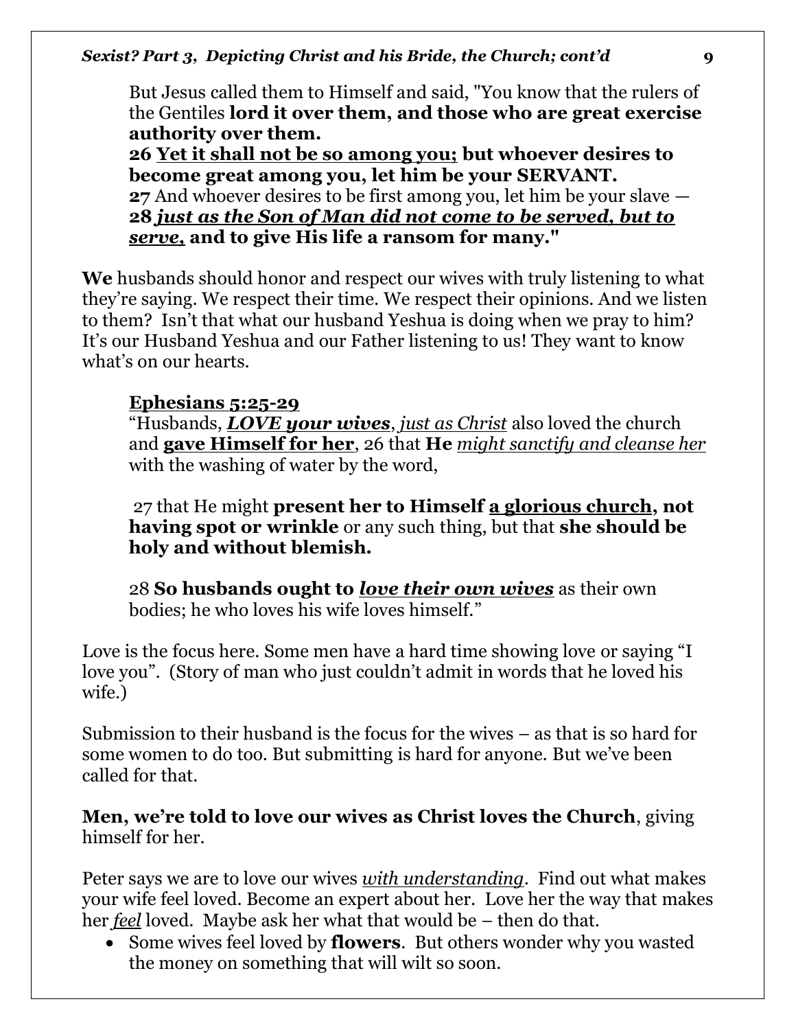But Jesus called them to Himself and said, "You know that the rulers of the Gentiles **lord it over them, and those who are great exercise authority over them.**
**26 <u>Yet it shall not be so among you;</u> but whoever desires to become great among you, let him be your SERVANT.**
**27** And whoever desires to be first among you, let him be your slave —
**28 <u>*just as the Son of Man did not come to be served, but to serve,*</u> and to give His life a ransom for many."**

**We** husbands should honor and respect our wives with truly listening to what they're saying. We respect their time. We respect their opinions. And we listen to them? Isn't that what our husband Yeshua is doing when we pray to him? It's our Husband Yeshua and our Father listening to us! They want to know what's on our hearts.

**<u>Ephesians 5:25-29</u>**
"Husbands, ***<u>LOVE your wives</u>***, *<u>just as Christ</u>* also loved the church and **<u>gave Himself for her</u>**, 26 that **He** *<u>might sanctify and cleanse her</u>* with the washing of water by the word,

27 that He might **present her to Himself <u>a glorious church</u>, not having spot or wrinkle** or any such thing, but that **she should be holy and without blemish.**

28 **So husbands ought to *<u>love their own wives</u>*** as their own bodies; he who loves his wife loves himself."

Love is the focus here. Some men have a hard time showing love or saying "I love you". (Story of man who just couldn't admit in words that he loved his wife.)

Submission to their husband is the focus for the wives – as that is so hard for some women to do too. But submitting is hard for anyone. But we've been called for that.

**Men, we're told to love our wives as Christ loves the Church**, giving himself for her.

Peter says we are to love our wives *<u>with understanding</u>*. Find out what makes your wife feel loved. Become an expert about her. Love her the way that makes her *<u>feel</u>* loved. Maybe ask her what that would be – then do that.

- Some wives feel loved by **flowers**. But others wonder why you wasted the money on something that will wilt so soon.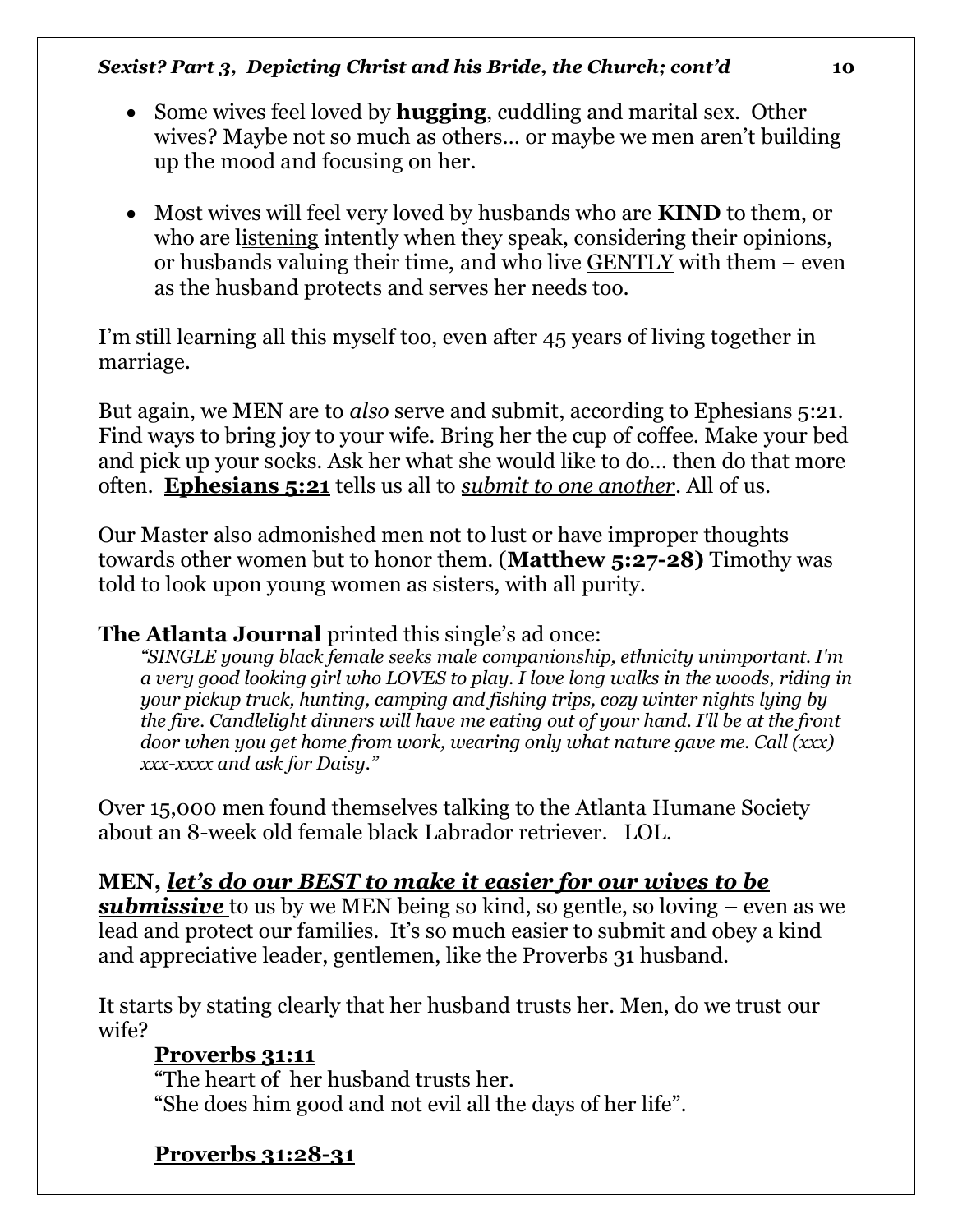- Some wives feel loved by **hugging**, cuddling and marital sex. Other wives? Maybe not so much as others… or maybe we men aren't building up the mood and focusing on her.

- Most wives will feel very loved by husbands who are **KIND** to them, or who are listening intently when they speak, considering their opinions, or husbands valuing their time, and who live GENTLY with them – even as the husband protects and serves her needs too.

I'm still learning all this myself too, even after 45 years of living together in marriage.

But again, we MEN are to ***also*** serve and submit, according to Ephesians 5:21. Find ways to bring joy to your wife. Bring her the cup of coffee. Make your bed and pick up your socks. Ask her what she would like to do… then do that more often. **Ephesians 5:21** tells us all to *submit to one another*. All of us.

Our Master also admonished men not to lust or have improper thoughts towards other women but to honor them. (**Matthew 5:27-28)** Timothy was told to look upon young women as sisters, with all purity.

**The Atlanta Journal** printed this single's ad once:

> *"SINGLE young black female seeks male companionship, ethnicity unimportant. I'm a very good looking girl who LOVES to play. I love long walks in the woods, riding in your pickup truck, hunting, camping and fishing trips, cozy winter nights lying by the fire. Candlelight dinners will have me eating out of your hand. I'll be at the front door when you get home from work, wearing only what nature gave me. Call (xxx) xxx-xxxx and ask for Daisy."*

Over 15,000 men found themselves talking to the Atlanta Humane Society about an 8-week old female black Labrador retriever. LOL.

**MEN, *let's do our BEST to make it easier for our wives to be submissive*** to us by we MEN being so kind, so gentle, so loving – even as we lead and protect our families. It's so much easier to submit and obey a kind and appreciative leader, gentlemen, like the Proverbs 31 husband.

It starts by stating clearly that her husband trusts her. Men, do we trust our wife?

**Proverbs 31:11**

"The heart of her husband trusts her.
"She does him good and not evil all the days of her life".

**Proverbs 31:28-31**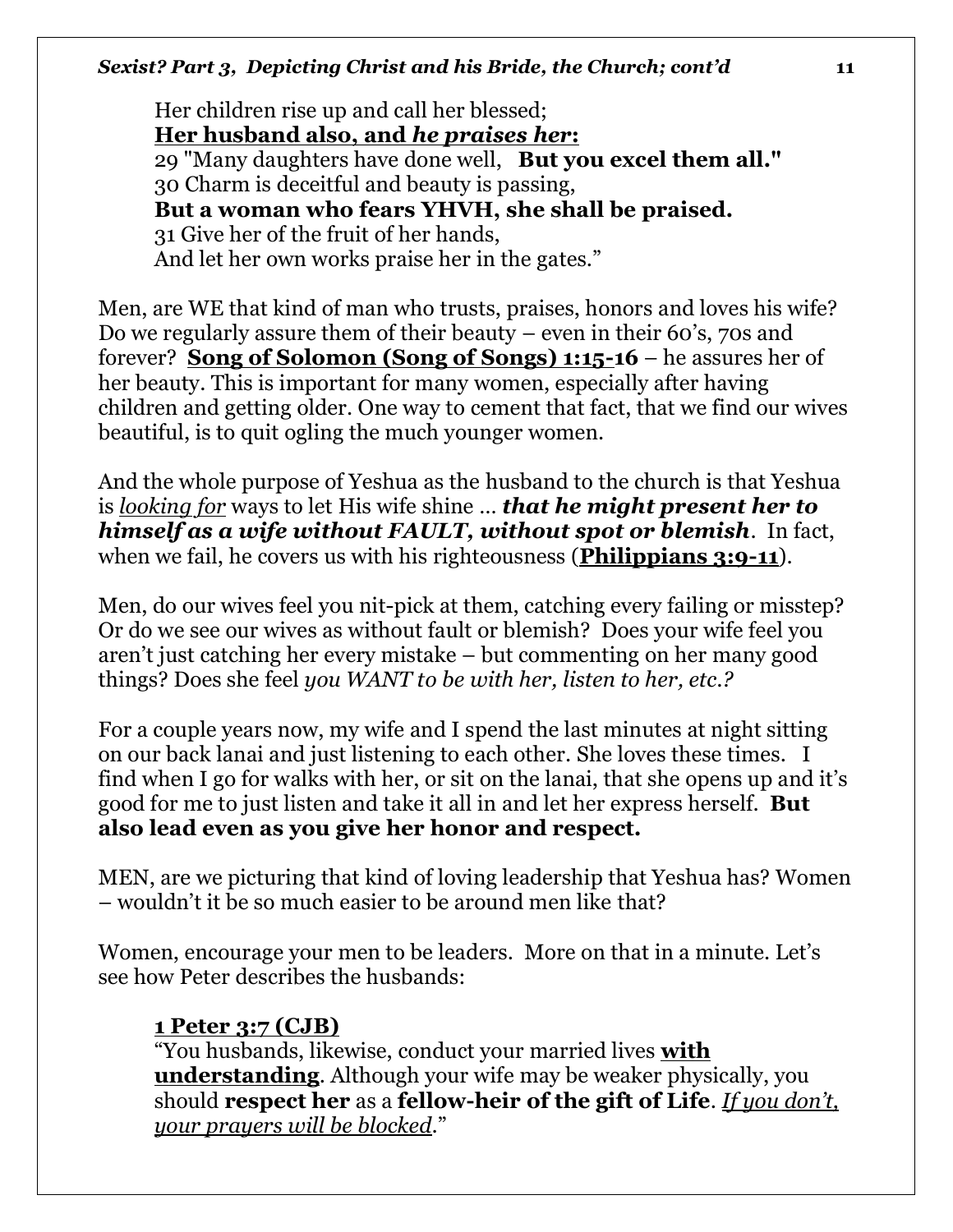Her children rise up and call her blessed;
**<u>Her husband also, and *he praises her*:</u>**
29 "Many daughters have done well, **But you excel them all."**
30 Charm is deceitful and beauty is passing,
**But a woman who fears YHVH, she shall be praised.**
31 Give her of the fruit of her hands,
And let her own works praise her in the gates."

Men, are WE that kind of man who trusts, praises, honors and loves his wife? Do we regularly assure them of their beauty – even in their 60's, 70s and forever? **<u>Song of Solomon (Song of Songs) 1:15-16</u>** – he assures her of her beauty. This is important for many women, especially after having children and getting older. One way to cement that fact, that we find our wives beautiful, is to quit ogling the much younger women.

And the whole purpose of Yeshua as the husband to the church is that Yeshua is *<u>looking for</u>* ways to let His wife shine … ***that he might present her to himself as a wife without FAULT, without spot or blemish***. In fact, when we fail, he covers us with his righteousness (**<u>Philippians 3:9-11</u>**).

Men, do our wives feel you nit-pick at them, catching every failing or misstep? Or do we see our wives as without fault or blemish? Does your wife feel you aren't just catching her every mistake – but commenting on her many good things? Does she feel *you WANT to be with her, listen to her, etc.?*

For a couple years now, my wife and I spend the last minutes at night sitting on our back lanai and just listening to each other. She loves these times. I find when I go for walks with her, or sit on the lanai, that she opens up and it's good for me to just listen and take it all in and let her express herself. **But also lead even as you give her honor and respect.**

MEN, are we picturing that kind of loving leadership that Yeshua has? Women – wouldn't it be so much easier to be around men like that?

Women, encourage your men to be leaders. More on that in a minute. Let's see how Peter describes the husbands:

**<u>1 Peter 3:7 (CJB)</u>**
"You husbands, likewise, conduct your married lives **<u>with understanding</u>**. Although your wife may be weaker physically, you should **respect her** as a **fellow-heir of the gift of Life**. *<u>If you don't, your prayers will be blocked</u>*."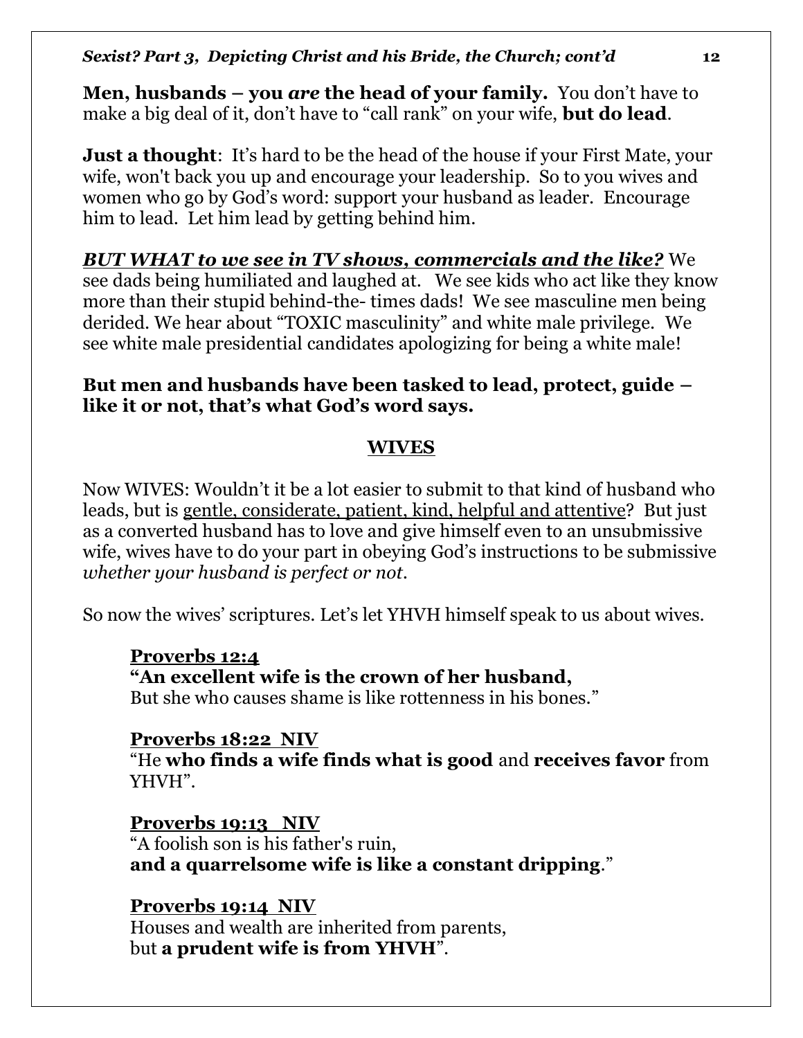**Men, husbands – you *are* the head of your family.** You don't have to make a big deal of it, don't have to "call rank" on your wife, **but do lead**.

**Just a thought**: It's hard to be the head of the house if your First Mate, your wife, won't back you up and encourage your leadership. So to you wives and women who go by God's word: support your husband as leader. Encourage him to lead. Let him lead by getting behind him.

***BUT WHAT to we see in TV shows, commercials and the like?*** We see dads being humiliated and laughed at. We see kids who act like they know more than their stupid behind-the- times dads! We see masculine men being derided. We hear about "TOXIC masculinity" and white male privilege. We see white male presidential candidates apologizing for being a white male!

**But men and husbands have been tasked to lead, protect, guide – like it or not, that's what God's word says.**

## WIVES

Now WIVES: Wouldn't it be a lot easier to submit to that kind of husband who leads, but is gentle, considerate, patient, kind, helpful and attentive? But just as a converted husband has to love and give himself even to an unsubmissive wife, wives have to do your part in obeying God's instructions to be submissive *whether your husband is perfect or not*.

So now the wives' scriptures. Let's let YHVH himself speak to us about wives.

> **Proverbs 12:4**
> **"An excellent wife is the crown of her husband,**
> But she who causes shame is like rottenness in his bones."
>
> **Proverbs 18:22 NIV**
> "He **who finds a wife finds what is good** and **receives favor** from YHVH".
>
> **Proverbs 19:13 NIV**
> "A foolish son is his father's ruin,
> **and a quarrelsome wife is like a constant dripping**."
>
> **Proverbs 19:14 NIV**
> Houses and wealth are inherited from parents,
> but **a prudent wife is from YHVH**".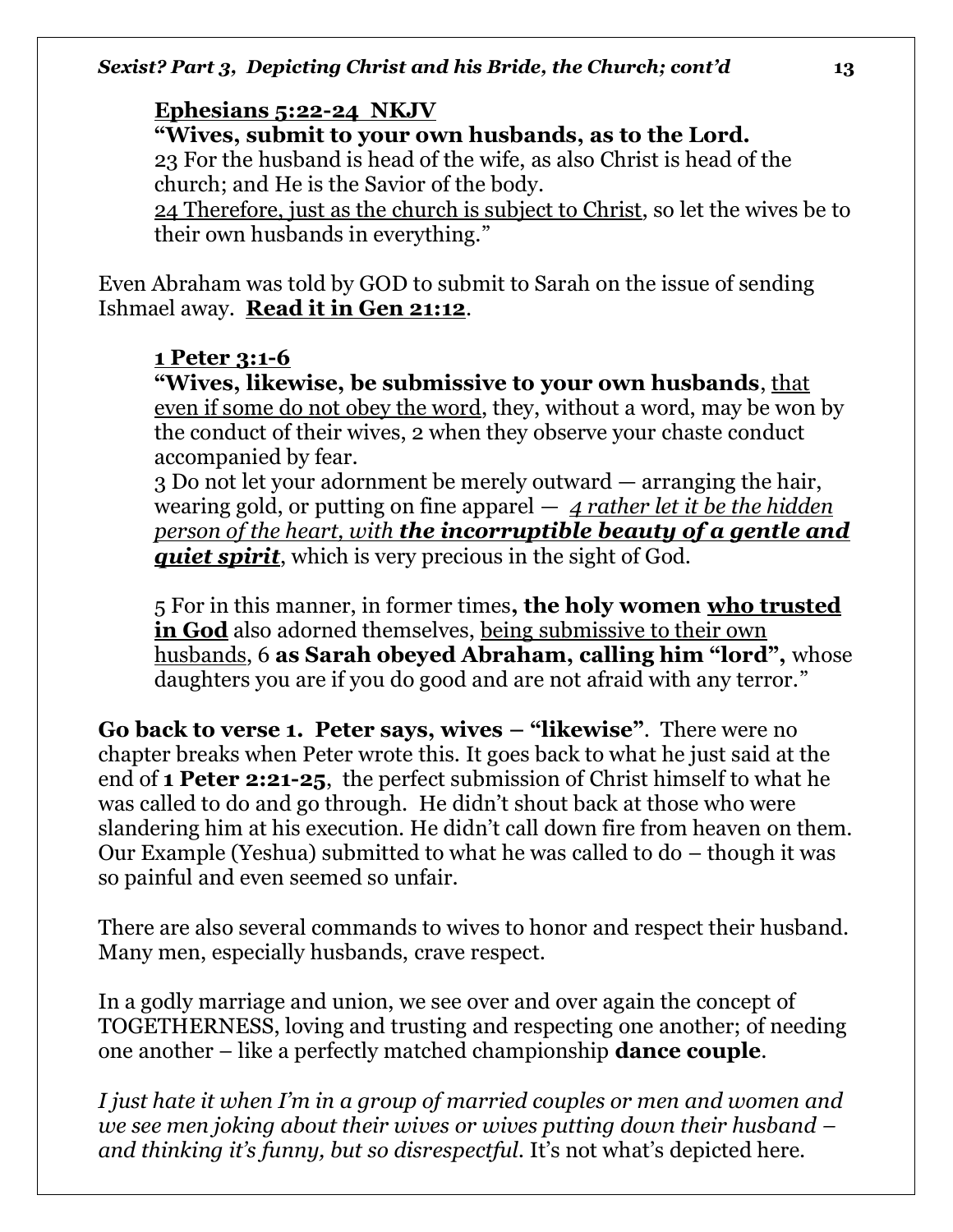**<u>Ephesians 5:22-24 NKJV</u>**

**"Wives, submit to your own husbands, as to the Lord.**
23 For the husband is head of the wife, as also Christ is head of the church; and He is the Savior of the body.
<u>24 Therefore, just as the church is subject to Christ</u>, so let the wives be to their own husbands in everything."

Even Abraham was told by GOD to submit to Sarah on the issue of sending Ishmael away. **<u>Read it in Gen 21:12</u>**.

**<u>1 Peter 3:1-6</u>**

**"Wives, likewise, be submissive to your own husbands**, <u>that even if some do not obey the word</u>, they, without a word, may be won by the conduct of their wives, 2 when they observe your chaste conduct accompanied by fear.
3 Do not let your adornment be merely outward — arranging the hair, wearing gold, or putting on fine apparel — <u>*4 rather let it be the hidden person of the heart, with **the incorruptible beauty of a gentle and quiet spirit***</u>, which is very precious in the sight of God.

5 For in this manner, in former times**, the holy women <u>who trusted in God</u>** also adorned themselves, <u>being submissive to their own husbands</u>, 6 **as Sarah obeyed Abraham, calling him "lord",** whose daughters you are if you do good and are not afraid with any terror."

**Go back to verse 1. Peter says, wives – "likewise"**. There were no chapter breaks when Peter wrote this. It goes back to what he just said at the end of **1 Peter 2:21-25**, the perfect submission of Christ himself to what he was called to do and go through. He didn't shout back at those who were slandering him at his execution. He didn't call down fire from heaven on them. Our Example (Yeshua) submitted to what he was called to do – though it was so painful and even seemed so unfair.

There are also several commands to wives to honor and respect their husband. Many men, especially husbands, crave respect.

In a godly marriage and union, we see over and over again the concept of TOGETHERNESS, loving and trusting and respecting one another; of needing one another – like a perfectly matched championship **dance couple**.

*I just hate it when I'm in a group of married couples or men and women and we see men joking about their wives or wives putting down their husband – and thinking it's funny, but so disrespectful.* It's not what's depicted here.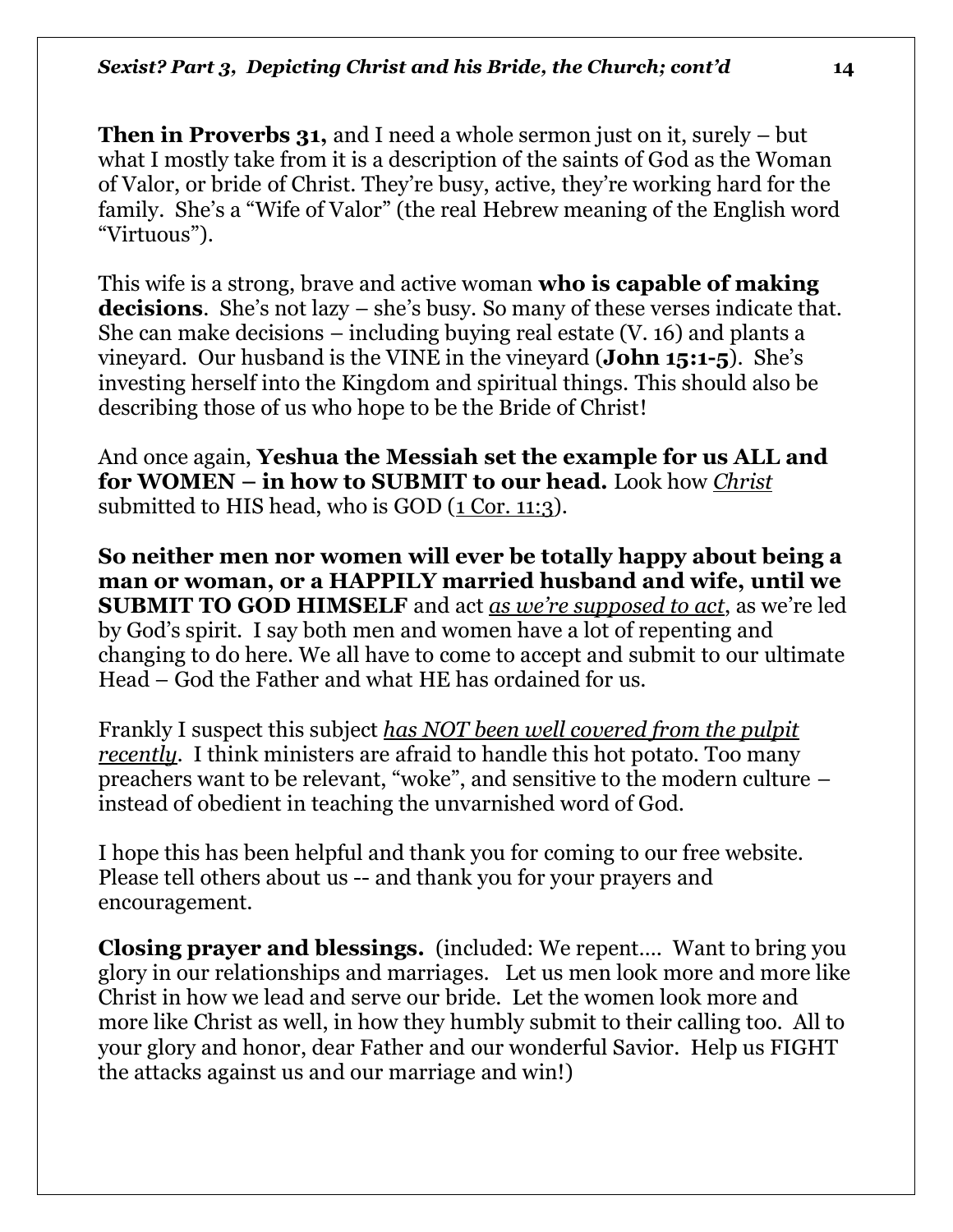**Then in Proverbs 31,** and I need a whole sermon just on it, surely – but what I mostly take from it is a description of the saints of God as the Woman of Valor, or bride of Christ. They're busy, active, they're working hard for the family. She's a "Wife of Valor" (the real Hebrew meaning of the English word "Virtuous").

This wife is a strong, brave and active woman **who is capable of making decisions**. She's not lazy – she's busy. So many of these verses indicate that. She can make decisions – including buying real estate (V. 16) and plants a vineyard. Our husband is the VINE in the vineyard (**John 15:1-5**). She's investing herself into the Kingdom and spiritual things. This should also be describing those of us who hope to be the Bride of Christ!

And once again, **Yeshua the Messiah set the example for us ALL and for WOMEN – in how to SUBMIT to our head.** Look how *Christ* submitted to HIS head, who is GOD (1 Cor. 11:3).

**So neither men nor women will ever be totally happy about being a man or woman, or a HAPPILY married husband and wife, until we SUBMIT TO GOD HIMSELF** and act *as we're supposed to act*, as we're led by God's spirit. I say both men and women have a lot of repenting and changing to do here. We all have to come to accept and submit to our ultimate Head – God the Father and what HE has ordained for us.

Frankly I suspect this subject *has NOT been well covered from the pulpit recently*. I think ministers are afraid to handle this hot potato. Too many preachers want to be relevant, "woke", and sensitive to the modern culture – instead of obedient in teaching the unvarnished word of God.

I hope this has been helpful and thank you for coming to our free website. Please tell others about us -- and thank you for your prayers and encouragement.

**Closing prayer and blessings.** (included: We repent…. Want to bring you glory in our relationships and marriages. Let us men look more and more like Christ in how we lead and serve our bride. Let the women look more and more like Christ as well, in how they humbly submit to their calling too. All to your glory and honor, dear Father and our wonderful Savior. Help us FIGHT the attacks against us and our marriage and win!)